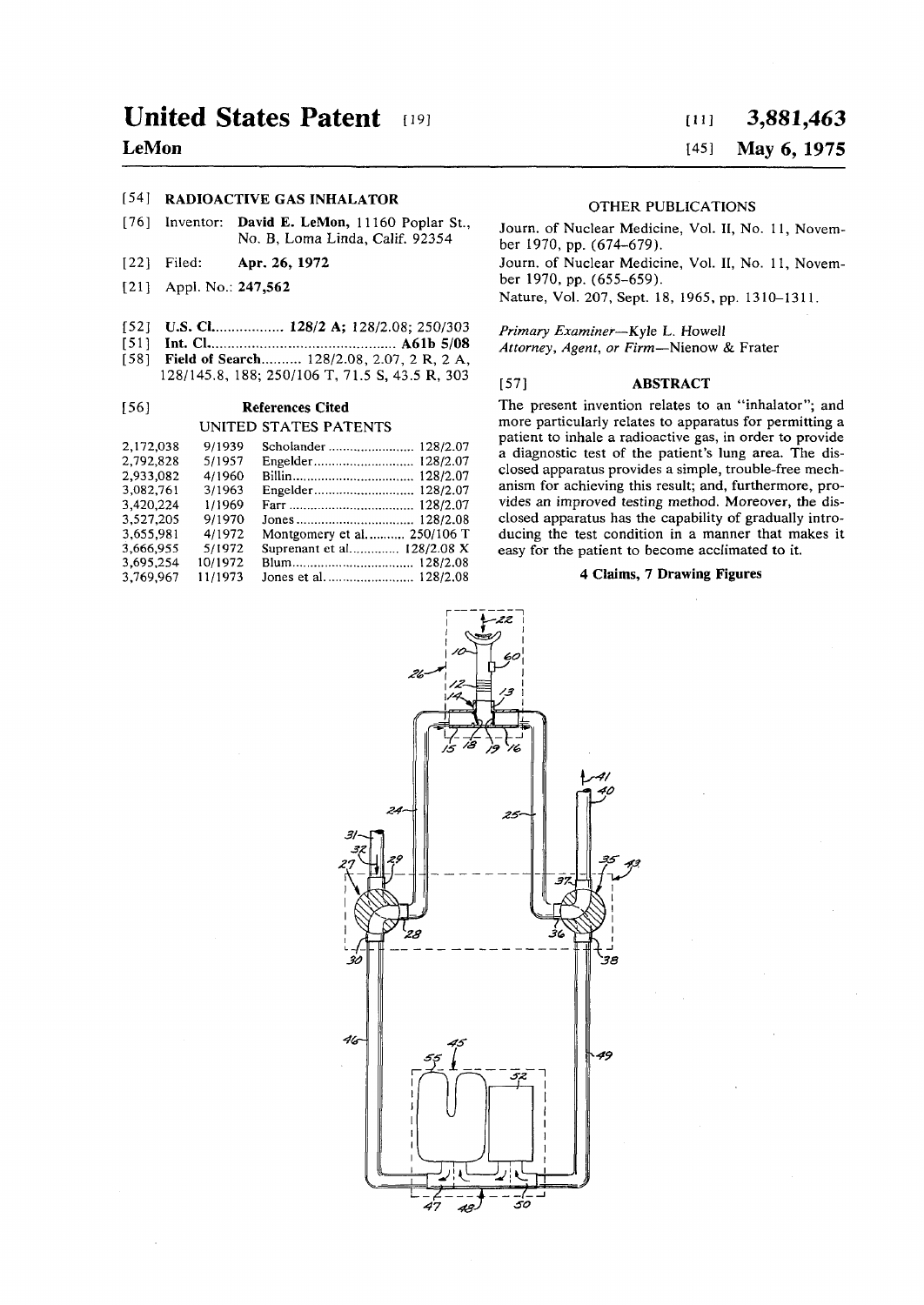# United States Patent [19]

**LeMon**

[11] **3,881,463**

[45] **May 6, 1975**

[54] **RADIOACTIVE GAS INHALATOR**

[76] Inventor: **David E. LeMon,** 11160 Poplar St., No. B, Loma Linda, Calif. 92354

[22] Filed: **Apr. 26, 1972**

[21] Appl. No.: **247,562**

[52] **U.S. Cl.** .................. **128/2 A;** 128/2.08; 250/303

[51] **Int. Cl.** ............................................... **A61b 5/08**

[58] **Field of Search** .......... 128/2.08, 2.07, 2 R, 2 A, 128/145.8, 188; 250/106 T, 71.5 S, 43.5 R, 303

[56] **References Cited**

UNITED STATES PATENTS

| | | | |
|---|---|---|---|
| 2,172,038 | 9/1939 | Scholander | 128/2.07 |
| 2,792,828 | 5/1957 | Engelder | 128/2.07 |
| 2,933,082 | 4/1960 | Billin | 128/2.07 |
| 3,082,761 | 3/1963 | Engelder | 128/2.07 |
| 3,420,224 | 1/1969 | Farr | 128/2.07 |
| 3,527,205 | 9/1970 | Jones | 128/2.08 |
| 3,655,981 | 4/1972 | Montgomery et al. | 250/106 T |
| 3,666,955 | 5/1972 | Suprenant et al. | 128/2.08 X |
| 3,695,254 | 10/1972 | Blum | 128/2.08 |
| 3,769,967 | 11/1973 | Jones et al. | 128/2.08 |

OTHER PUBLICATIONS

Journ. of Nuclear Medicine, Vol. II, No. 11, November 1970, pp. (674–679).

Journ. of Nuclear Medicine, Vol. II, No. 11, November 1970, pp. (655–659).

Nature, Vol. 207, Sept. 18, 1965, pp. 1310–1311.

*Primary Examiner*—Kyle L. Howell

*Attorney, Agent, or Firm*—Nienow & Frater

[57] **ABSTRACT**

The present invention relates to an "inhalator"; and more particularly relates to apparatus for permitting a patient to inhale a radioactive gas, in order to provide a diagnostic test of the patient's lung area. The disclosed apparatus provides a simple, trouble-free mechanism for achieving this result; and, furthermore, provides an improved testing method. Moreover, the disclosed apparatus has the capability of gradually introducing the test condition in a manner that makes it easy for the patient to become acclimated to it.

**4 Claims, 7 Drawing Figures**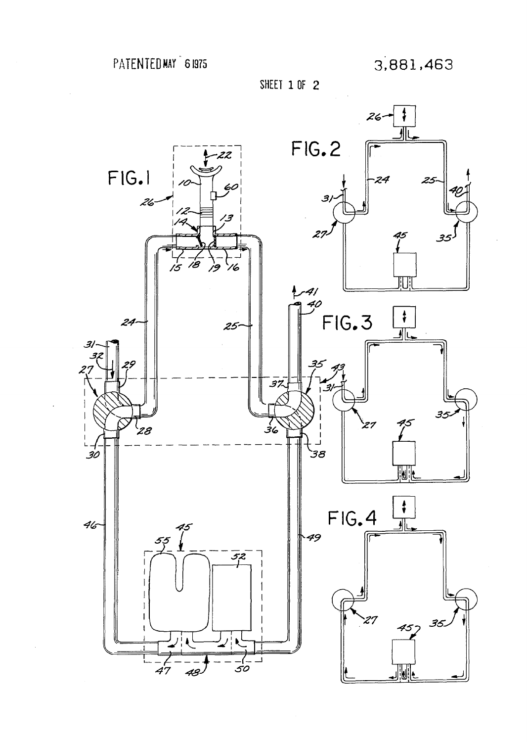PATENTED MAY 6 1975

3,881,463

SHEET 1 OF 2

FIG. 1

FIG. 2

FIG. 3

FIG. 4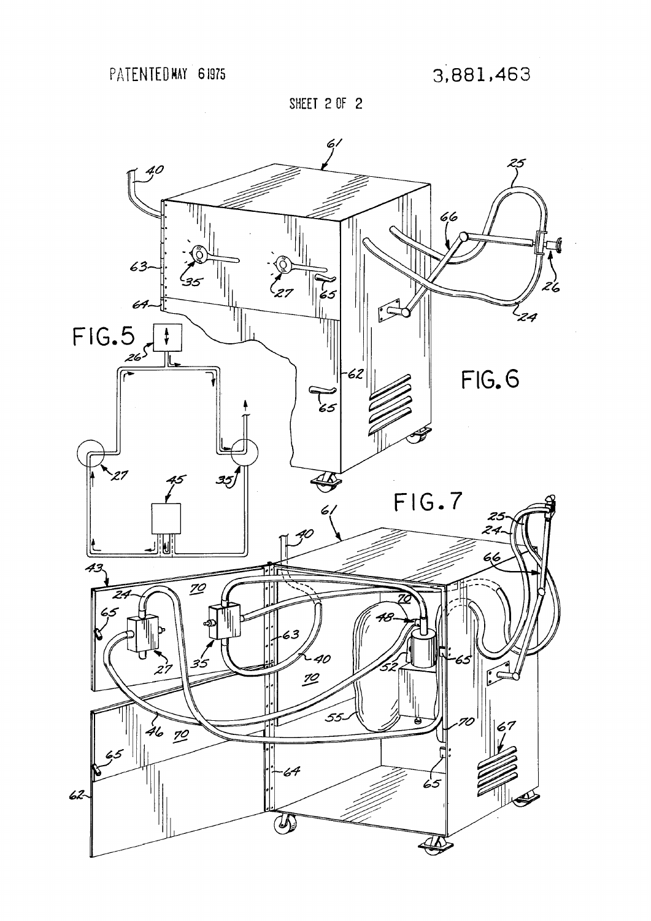PATENTED MAY 6 1975

3,881,463

SHEET 2 OF 2

FIG.5

FIG.6

FIG.7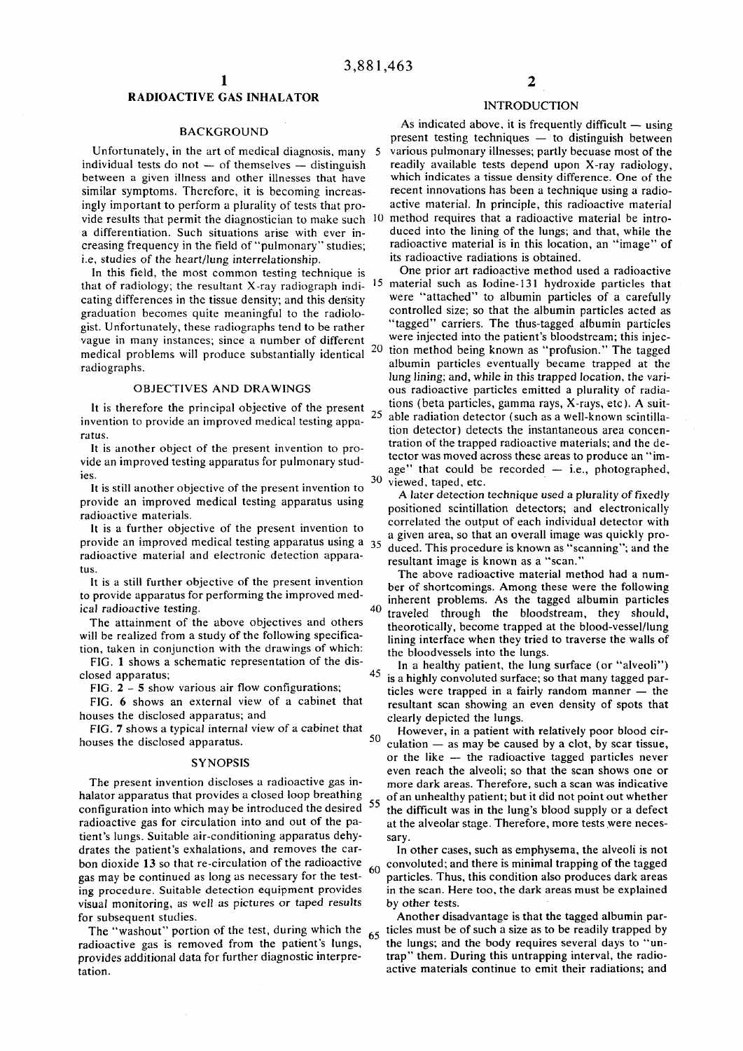# RADIOACTIVE GAS INHALATOR

## BACKGROUND

Unfortunately, in the art of medical diagnosis, many individual tests do not — of themselves — distinguish between a given illness and other illnesses that have similar symptoms. Therefore, it is becoming increasingly important to perform a plurality of tests that provide results that permit the diagnostician to make such a differentiation. Such situations arise with ever increasing frequency in the field of "pulmonary" studies; i.e, studies of the heart/lung interrelationship.

In this field, the most common testing technique is that of radiology; the resultant X-ray radiograph indicating differences in the tissue density; and this density graduation becomes quite meaningful to the radiologist. Unfortunately, these radiographs tend to be rather vague in many instances; since a number of different medical problems will produce substantially identical radiographs.

## OBJECTIVES AND DRAWINGS

It is therefore the principal objective of the present invention to provide an improved medical testing apparatus.

It is another object of the present invention to provide an improved testing apparatus for pulmonary studies.

It is still another objective of the present invention to provide an improved medical testing apparatus using radioactive materials.

It is a further objective of the present invention to provide an improved medical testing apparatus using a radioactive material and electronic detection apparatus.

It is a still further objective of the present invention to provide apparatus for performing the improved medical radioactive testing.

The attainment of the above objectives and others will be realized from a study of the following specification, taken in conjunction with the drawings of which:

FIG. 1 shows a schematic representation of the disclosed apparatus;

FIG. 2 – 5 show various air flow configurations;

FIG. 6 shows an external view of a cabinet that houses the disclosed apparatus; and

FIG. 7 shows a typical internal view of a cabinet that houses the disclosed apparatus.

## SYNOPSIS

The present invention discloses a radioactive gas inhalator apparatus that provides a closed loop breathing configuration into which may be introduced the desired radioactive gas for circulation into and out of the patient's lungs. Suitable air-conditioning apparatus dehydrates the patient's exhalations, and removes the carbon dioxide 13 so that re-circulation of the radioactive gas may be continued as long as necessary for the testing procedure. Suitable detection equipment provides visual monitoring, as well as pictures or taped results for subsequent studies.

The "washout" portion of the test, during which the radioactive gas is removed from the patient's lungs, provides additional data for further diagnostic interpretation.

## INTRODUCTION

As indicated above, it is frequently difficult — using present testing techniques — to distinguish between various pulmonary illnesses; partly becuase most of the readily available tests depend upon X-ray radiology, which indicates a tissue density difference. One of the recent innovations has been a technique using a radioactive material. In principle, this radioactive material method requires that a radioactive material be introduced into the lining of the lungs; and that, while the radioactive material is in this location, an "image" of its radioactive radiations is obtained.

One prior art radioactive method used a radioactive material such as Iodine-131 hydroxide particles that were "attached" to albumin particles of a carefully controlled size; so that the albumin particles acted as "tagged" carriers. The thus-tagged albumin particles were injected into the patient's bloodstream; this injection method being known as "profusion." The tagged albumin particles eventually became trapped at the lung lining; and, while in this trapped location, the various radioactive particles emitted a plurality of radiations (beta particles, gamma rays, X-rays, etc). A suitable radiation detector (such as a well-known scintillation detector) detects the instantaneous area concentration of the trapped radioactive materials; and the detector was moved across these areas to produce an "image" that could be recorded — i.e., photographed, viewed, taped, etc.

A later detection technique used a plurality of fixedly positioned scintillation detectors; and electronically correlated the output of each individual detector with a given area, so that an overall image was quickly produced. This procedure is known as "scanning"; and the resultant image is known as a "scan."

The above radioactive material method had a number of shortcomings. Among these were the following inherent problems. As the tagged albumin particles traveled through the bloodstream, they should, theorotically, become trapped at the blood-vessel/lung lining interface when they tried to traverse the walls of the bloodvessels into the lungs.

In a healthy patient, the lung surface (or "alveoli") is a highly convoluted surface; so that many tagged particles were trapped in a fairly random manner — the resultant scan showing an even density of spots that clearly depicted the lungs.

However, in a patient with relatively poor blood circulation — as may be caused by a clot, by scar tissue, or the like — the radioactive tagged particles never even reach the alveoli; so that the scan shows one or more dark areas. Therefore, such a scan was indicative of an unhealthy patient; but it did not point out whether the difficult was in the lung's blood supply or a defect at the alveolar stage. Therefore, more tests were necessary.

In other cases, such as emphysema, the alveoli is not convoluted; and there is minimal trapping of the tagged particles. Thus, this condition also produces dark areas in the scan. Here too, the dark areas must be explained by other tests.

Another disadvantage is that the tagged albumin particles must be of such a size as to be readily trapped by the lungs; and the body requires several days to "untrap" them. During this untrapping interval, the radioactive materials continue to emit their radiations; and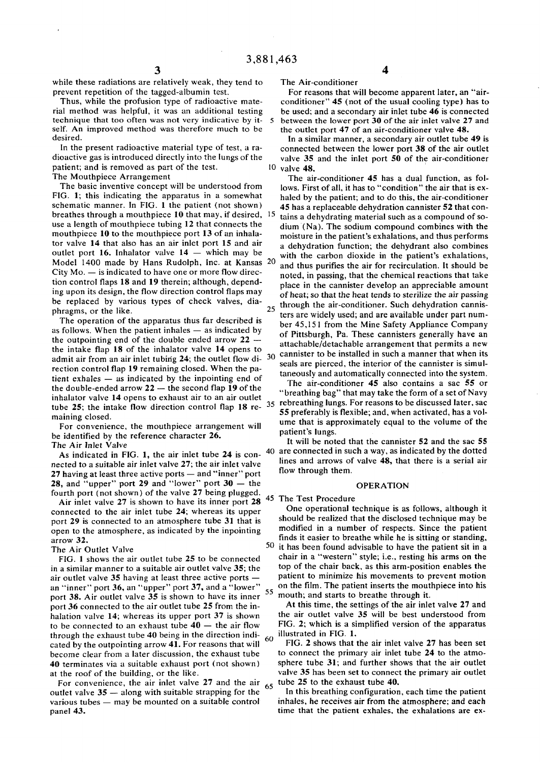while these radiations are relatively weak, they tend to prevent repetition of the tagged-albumin test.

Thus, while the profusion type of radioactive material method was helpful, it was an additional testing technique that too often was not very indicative by itself. An improved method was therefore much to be desired.

In the present radioactive material type of test, a radioactive gas is introduced directly into the lungs of the patient; and is removed as part of the test.

### The Mouthpiece Arrangement

The basic inventive concept will be understood from FIG. 1; this indicating the apparatus in a somewhat schematic manner. In FIG. 1 the patient (not shown) breathes through a mouthpiece **10** that may, if desired, use a length of mouthpiece tubing **12** that connects the mouthpiece **10** to the mouthpiece port **13** of an inhalator valve **14** that also has an air inlet port **15** and air outlet port **16**. Inhalator valve **14** — which may be Model 1400 made by Hans Rudolph, Inc. at Kansas City Mo. — is indicated to have one or more flow direction control flaps **18** and **19** therein; although, depending upon its design, the flow direction control flaps may be replaced by various types of check valves, diaphragms, or the like.

The operation of the apparatus thus far described is as follows. When the patient inhales — as indicated by the outpointing end of the double ended arrow **22** — the intake flap **18** of the inhalator valve **14** opens to admit air from an air inlet tubing **24**; the outlet flow direction control flap **19** remaining closed. When the patient exhales — as indicated by the inpointing end of the double-ended arrow **22** — the second flap **19** of the inhalator valve **14** opens to exhaust air to an air outlet tube **25**; the intake flow direction control flap **18** remaining closed.

For convenience, the mouthpiece arrangement will be identified by the reference character **26**.

### The Air Inlet Valve

As indicated in FIG. **1**, the air inlet tube **24** is connected to a suitable air inlet valve **27**; the air inlet valve **27** having at least three active ports — and "inner" port **28**, and "upper" port **29** and "lower" port **30** — the fourth port (not shown) of the valve **27** being plugged.

Air inlet valve **27** is shown to have its inner port **28** connected to the air inlet tube **24**; whereas its upper port **29** is connected to an atmosphere tube **31** that is open to the atmosphere, as indicated by the inpointing arrow **32**.

### The Air Outlet Valve

FIG. **1** shows the air outlet tube **25** to be connected in a similar manner to a suitable air outlet valve **35**; the air outlet valve **35** having at least three active ports — an "inner" port **36**, an "upper" port **37**, and a "lower" port **38**. Air outlet valve **35** is shown to have its inner port **36** connected to the air outlet tube **25** from the inhalation valve **14**; whereas its upper port **37** is shown to be connected to an exhaust tube **40** — the air flow through the exhaust tube **40** being in the direction indicated by the outpointing arrow **41**. For reasons that will become clear from a later discussion, the exhaust tube **40** terminates via a suitable exhaust port (not shown) at the roof of the building, or the like.

For convenience, the air inlet valve **27** and the air outlet valve **35** — along with suitable strapping for the various tubes — may be mounted on a suitable control panel **43**.

### The Air-conditioner

For reasons that will become apparent later, an "air-conditioner" **45** (not of the usual cooling type) has to be used; and a secondary air inlet tube **46** is connected between the lower port **30** of the air inlet valve **27** and the outlet port **47** of an air-conditioner valve **48**.

In a similar manner, a secondary air outlet tube **49** is connected between the lower port **38** of the air outlet valve **35** and the inlet port **50** of the air-conditioner valve **48**.

The air-conditioner **45** has a dual function, as follows. First of all, it has to "condition" the air that is exhaled by the patient; and to do this, the air-conditioner **45** has a replaceable dehydration cannister **52** that contains a dehydrating material such as a compound of sodium (Na). The sodium compound combines with the moisture in the patient's exhalations, and thus performs a dehydration function; the dehydrant also combines with the carbon dioxide in the patient's exhalations, and thus purifies the air for recirculation. It should be noted, in passing, that the chemical reactions that take place in the cannister develop an appreciable amount of heat; so that the heat tends to sterilize the air passing through the air-conditioner. Such dehydration cannisters are widely used; and are available under part number 45,151 from the Mine Safety Appliance Company of Pittsburgh, Pa. These cannisters generally have an attachable/detachable arrangement that permits a new cannister to be installed in such a manner that when its seals are pierced, the interior of the cannister is simultaneously and automatically connected into the system.

The air-conditioner **45** also contains a sac **55** or "breathing bag" that may take the form of a set of Navy rebreathing lungs. For reasons to be discussed later, sac **55** preferably is flexible; and, when activated, has a volume that is approximately equal to the volume of the patient's lungs.

It will be noted that the cannister **52** and the sac **55** are connected in such a way, as indicated by the dotted lines and arrows of valve **48**, that there is a serial air flow through them.

## OPERATION

### The Test Procedure

One operational technique is as follows, although it should be realized that the disclosed technique may be modified in a number of respects. Since the patient finds it easier to breathe while he is sitting or standing, it has been found advisable to have the patient sit in a chair in a "western" style; i.e., resting his arms on the top of the chair back, as this arm-position enables the patient to minimize his movements to prevent motion on the film. The patient inserts the mouthpiece into his mouth; and starts to breathe through it.

At this time, the settings of the air inlet valve **27** and the air outlet valve **35** will be best understood from FIG. **2**; which is a simplified version of the apparatus illustrated in FIG. **1**.

FIG. **2** shows that the air inlet valve **27** has been set to connect the primary air inlet tube **24** to the atmosphere tube **31**; and further shows that the air outlet valve **35** has been set to connect the primary air outlet tube **25** to the exhaust tube **40**.

In this breathing configuration, each time the patient inhales, he receives air from the atmosphere; and each time that the patient exhales, the exhalations are ex-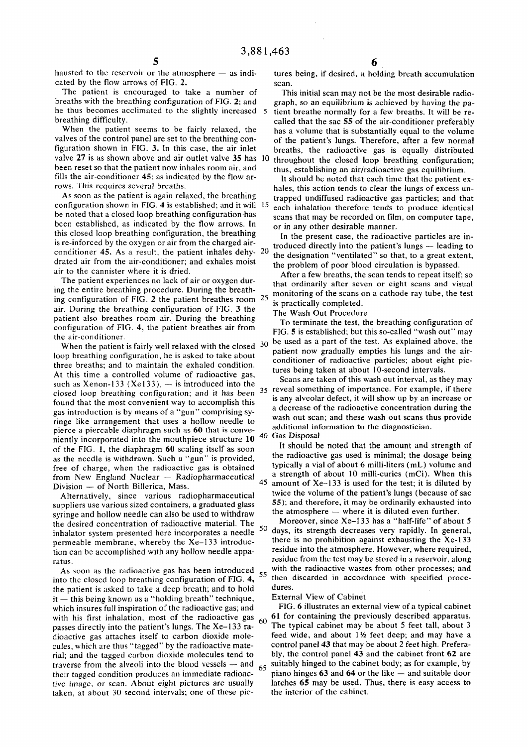hausted to the reservoir or the atmosphere — as indicated by the flow arrows of FIG. 2.

The patient is encouraged to take a number of breaths with the breathing configuration of FIG. 2; and he thus becomes acclimated to the slightly increased breathing difficulty.

When the patient seems to be fairly relaxed, the valves of the control panel are set to the breathing configuration shown in FIG. 3. In this case, the air inlet valve 27 is as shown above and air outlet valve 35 has been reset so that the patient now inhales room air, and fills the air-conditioner 45; as indicated by the flow arrows. This requires several breaths.

As soon as the patient is again relaxed, the breathing configuration shown in FIG. 4 is established; and it will be noted that a closed loop breathing configuration has been established, as indicated by the flow arrows. In this closed loop breathing configuration, the breathing is re-inforced by the oxygen or air from the charged air-conditioner 45. As a result, the patient inhales dehydrated air from the air-conditioner; and exhales moist air to the cannister where it is dried.

The patient experiences no lack of air or oxygen during the entire breathing procedure. During the breathing configuration of FIG. 2 the patient breathes room air. During the breathing configuration of FIG. 3 the patient also breathes room air. During the breathing configuration of FIG. 4, the patient breathes air from the air-conditioner.

When the patient is fairly well relaxed with the closed loop breathing configuration, he is asked to take about three breaths; and to maintain the exhaled condition. At this time a controlled volume of radioactive gas, such as Xenon-133 (Xe133), — is introduced into the closed loop breathing configuration; and it has been found that the most convenient way to accomplish this gas introduction is by means of a "gun" comprising syringe like arrangement that uses a hollow needle to pierce a piercable diaphragm such as 60 that is conveniently incorporated into the mouthpiece structure 10 of the FIG. 1, the diaphragm 60 sealing itself as soon as the needle is withdrawn. Such a "gun" is provided, free of charge, when the radioactive gas is obtained from New England Nuclear — Radiopharmaceutical Division — of North Billerica, Mass.

Alternatively, since various radiopharmaceutical suppliers use various sized containers, a graduated glass syringe and hollow needle can also be used to withdraw the desired concentration of radioactive material. The inhalator system presented here incorporates a needle permeable membrane, whereby the Xe-133 introduction can be accomplished with any hollow needle apparatus.

As soon as the radioactive gas has been introduced into the closed loop breathing configuration of FIG. 4, the patient is asked to take a deep breath; and to hold it — this being known as a "holding breath" technique, which insures full inspiration of the radioactive gas; and with his first inhalation, most of the radioactive gas passes directly into the patient's lungs. The Xe-133 radioactive gas attaches itself to carbon dioxide molecules, which are thus "tagged" by the radioactive material; and the tagged carbon dioxide molecules tend to traverse from the alveoli into the blood vessels — and their tagged condition produces an immediate radioactive image, or scan. About eight pictures are usually taken, at about 30 second intervals; one of these pictures being, if desired, a holding breath accumulation scan.

This initial scan may not be the most desirable radiograph, so an equilibrium is achieved by having the patient breathe normally for a few breaths. It will be recalled that the sac 55 of the air-conditioner preferably has a volume that is substantially equal to the volume of the patient's lungs. Therefore, after a few normal breaths, the radioactive gas is equally distributed throughout the closed loop breathing configuration; thus, establishing an air/radioactive gas equilibrium.

It should be noted that each time that the patient exhales, this action tends to clear the lungs of excess untrapped undiffused radioactive gas particles; and that each inhalation therefore tends to produce identical scans that may be recorded on film, on computer tape, or in any other desirable manner.

In the present case, the radioactive particles are introduced directly into the patient's lungs — leading to the designation "ventilated" so that, to a great extent, the problem of poor blood circulation is bypassed.

After a few breaths, the scan tends to repeat itself; so that ordinarily after seven or eight scans and visual monitoring of the scans on a cathode ray tube, the test is practically completed.

## The Wash Out Procedure

To terminate the test, the breathing configuration of FIG. 5 is established; but this so-called "wash out" may be used as a part of the test. As explained above, the patient now gradually empties his lungs and the air-conditioner of radioactive particles; about eight pictures being taken at about 10-second intervals.

Scans are taken of this wash out interval, as they may reveal something of importance. For example, if there is any alveolar defect, it will show up by an increase or a decrease of the radioactive concentration during the wash out scan; and these wash out scans thus provide additional information to the diagnostician.

## Gas Disposal

It should be noted that the amount and strength of the radioactive gas used is minimal; the dosage being typically a vial of about 6 milli-liters (mL) volume and a strength of about 10 milli-curies (mCi). When this amount of Xe-133 is used for the test; it is diluted by twice the volume of the patient's lungs (because of sac 55); and therefore, it may be ordinarily exhausted into the atmosphere — where it is diluted even further.

Moreover, since Xe-133 has a "half-life" of about 5 days, its strength decreases very rapidly. In general, there is no prohibition against exhausting the Xe-133 residue into the atmosphere. However, where required, residue from the test may be stored in a reservoir, along with the radioactive wastes from other processes; and then discarded in accordance with specified procedures.

## External View of Cabinet

FIG. 6 illustrates an external view of a typical cabinet 61 for containing the previously described apparatus. The typical cabinet may be about 5 feet tall, about 3 feed wide, and about 1½ feet deep; and may have a control panel 43 that may be about 2 feet high. Preferably, the control panel 43 and the cabinet front 62 are suitably hinged to the cabinet body; as for example, by piano hinges 63 and 64 or the like — and suitable door latches 65 may be used. Thus, there is easy access to the interior of the cabinet.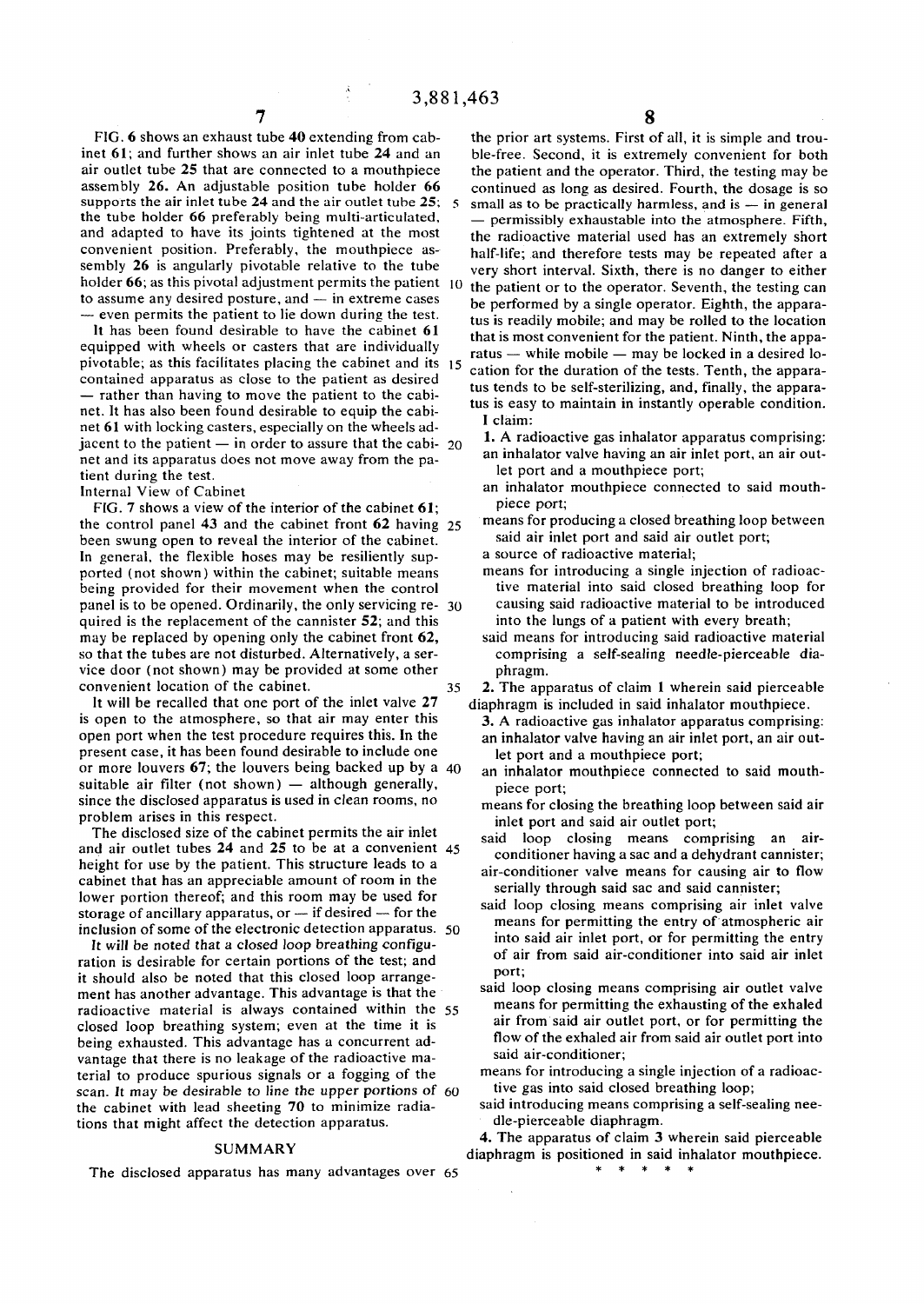FIG. 6 shows an exhaust tube 40 extending from cabinet 61; and further shows an air inlet tube 24 and an air outlet tube 25 that are connected to a mouthpiece assembly 26. An adjustable position tube holder 66 supports the air inlet tube 24 and the air outlet tube 25; the tube holder 66 preferably being multi-articulated, and adapted to have its joints tightened at the most convenient position. Preferably, the mouthpiece assembly 26 is angularly pivotable relative to the tube holder 66; as this pivotal adjustment permits the patient to assume any desired posture, and — in extreme cases — even permits the patient to lie down during the test.

It has been found desirable to have the cabinet 61 equipped with wheels or casters that are individually pivotable; as this facilitates placing the cabinet and its contained apparatus as close to the patient as desired — rather than having to move the patient to the cabinet. It has also been found desirable to equip the cabinet 61 with locking casters, especially on the wheels adjacent to the patient — in order to assure that the cabinet and its apparatus does not move away from the patient during the test.

Internal View of Cabinet

FIG. 7 shows a view of the interior of the cabinet 61; the control panel 43 and the cabinet front 62 having been swung open to reveal the interior of the cabinet. In general, the flexible hoses may be resiliently supported (not shown) within the cabinet; suitable means being provided for their movement when the control panel is to be opened. Ordinarily, the only servicing required is the replacement of the cannister 52; and this may be replaced by opening only the cabinet front 62, so that the tubes are not disturbed. Alternatively, a service door (not shown) may be provided at some other convenient location of the cabinet.

It will be recalled that one port of the inlet valve 27 is open to the atmosphere, so that air may enter this open port when the test procedure requires this. In the present case, it has been found desirable to include one or more louvers 67; the louvers being backed up by a suitable air filter (not shown) — although generally, since the disclosed apparatus is used in clean rooms, no problem arises in this respect.

The disclosed size of the cabinet permits the air inlet and air outlet tubes 24 and 25 to be at a convenient height for use by the patient. This structure leads to a cabinet that has an appreciable amount of room in the lower portion thereof; and this room may be used for storage of ancillary apparatus, or — if desired — for the inclusion of some of the electronic detection apparatus.

It will be noted that a closed loop breathing configuration is desirable for certain portions of the test; and it should also be noted that this closed loop arrangement has another advantage. This advantage is that the radioactive material is always contained within the closed loop breathing system; even at the time it is being exhausted. This advantage has a concurrent advantage that there is no leakage of the radioactive material to produce spurious signals or a fogging of the scan. It may be desirable to line the upper portions of the cabinet with lead sheeting 70 to minimize radiations that might affect the detection apparatus.

## SUMMARY

The disclosed apparatus has many advantages over the prior art systems. First of all, it is simple and trouble-free. Second, it is extremely convenient for both the patient and the operator. Third, the testing may be continued as long as desired. Fourth, the dosage is so small as to be practically harmless, and is — in general — permissibly exhaustable into the atmosphere. Fifth, the radioactive material used has an extremely short half-life; and therefore tests may be repeated after a very short interval. Sixth, there is no danger to either the patient or to the operator. Seventh, the testing can be performed by a single operator. Eighth, the apparatus is readily mobile; and may be rolled to the location that is most convenient for the patient. Ninth, the apparatus — while mobile — may be locked in a desired location for the duration of the tests. Tenth, the apparatus tends to be self-sterilizing, and, finally, the apparatus is easy to maintain in instantly operable condition.

I claim:

1. A radioactive gas inhalator apparatus comprising:
   - an inhalator valve having an air inlet port, an air outlet port and a mouthpiece port;
   - an inhalator mouthpiece connected to said mouthpiece port;
   - means for producing a closed breathing loop between said air inlet port and said air outlet port;
   - a source of radioactive material;
   - means for introducing a single injection of radioactive material into said closed breathing loop for causing said radioactive material to be introduced into the lungs of a patient with every breath;
   - said means for introducing said radioactive material comprising a self-sealing needle-pierceable diaphragm.

2. The apparatus of claim 1 wherein said pierceable diaphragm is included in said inhalator mouthpiece.

3. A radioactive gas inhalator apparatus comprising:
   - an inhalator valve having an air inlet port, an air outlet port and a mouthpiece port;
   - an inhalator mouthpiece connected to said mouthpiece port;
   - means for closing the breathing loop between said air inlet port and said air outlet port;
   - said loop closing means comprising an air-conditioner having a sac and a dehydrant cannister;
   - air-conditioner valve means for causing air to flow serially through said sac and said cannister;
   - said loop closing means comprising air inlet valve means for permitting the entry of atmospheric air into said air inlet port, or for permitting the entry of air from said air-conditioner into said air inlet port;
   - said loop closing means comprising air outlet valve means for permitting the exhausting of the exhaled air from said air outlet port, or for permitting the flow of the exhaled air from said air outlet port into said air-conditioner;
   - means for introducing a single injection of a radioactive gas into said closed breathing loop;
   - said introducing means comprising a self-sealing needle-pierceable diaphragm.

4. The apparatus of claim 3 wherein said pierceable diaphragm is positioned in said inhalator mouthpiece.

* * * * *